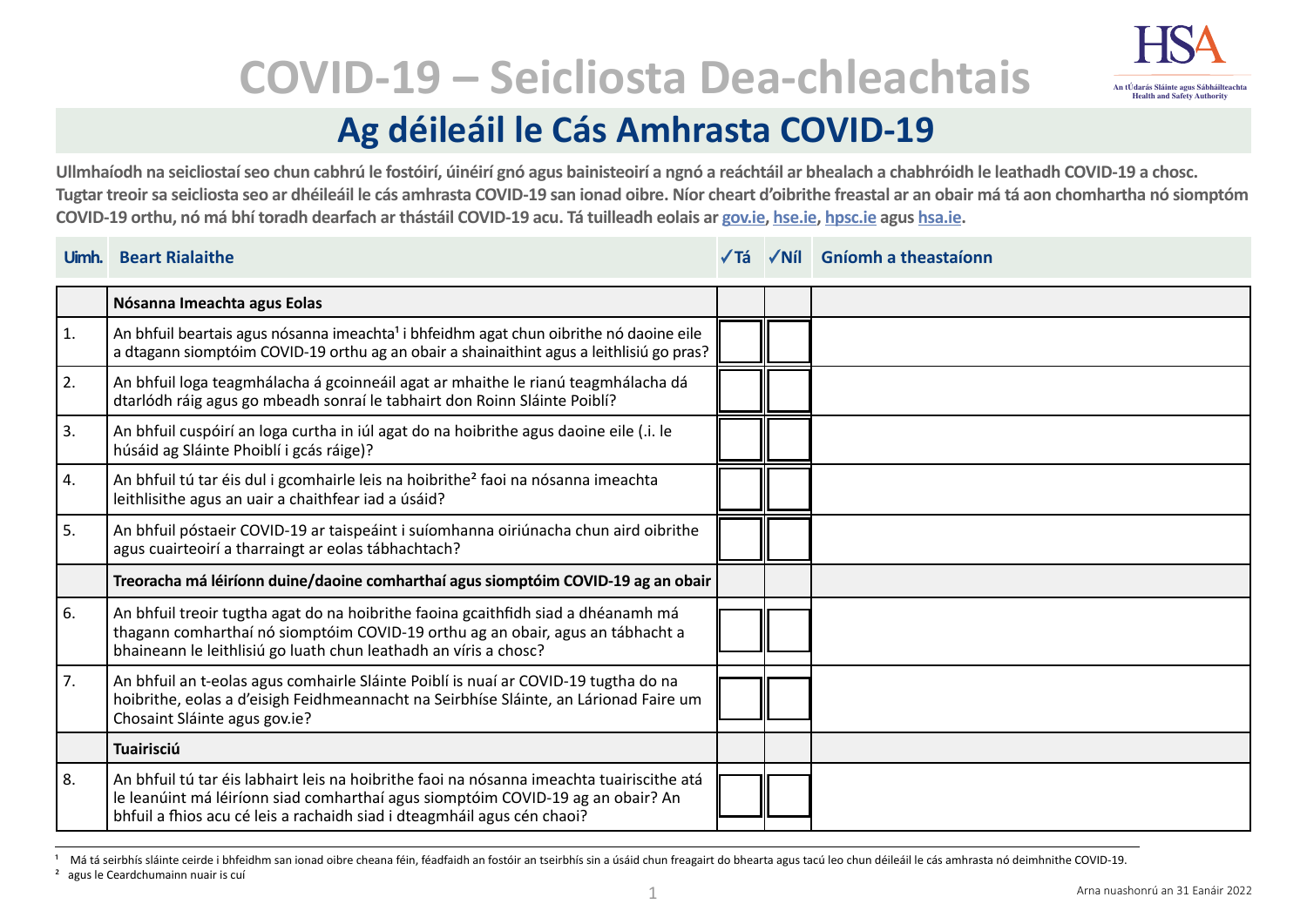# COVID-19 – Seicliosta Dea-chleachtais

## Ag déileáil le Cás Amhrasta COVID-19

**Ullmhaíodh na seicliostaí seo chun cabhrú le fostóirí, úinéirí gnó agus bainisteoirí a ngnó a reáchtáil ar bhealach a chabhróidh le leathadh COVID-19 a chosc. Tugtar treoir sa seicliosta seo ar dhéileáil le cás amhrasta COVID-19 san ionad oibre. Níor cheart d'oibrithe freastal ar an obair má tá aon chomhartha nó siomptóm COVID-19 orthu, nó má bhí toradh dearfach ar thástáil COVID-19 acu. Tá tuilleadh eolais ar gov.ie, hse.ie, hpsc.ie agus hsa.ie.**

| Uimh. | Beart Rialaithe | ✓Tá | ✓Níl | Gníomh a theastaíonn |
|---|---|---|---|---|
| | **Nósanna Imeachta agus Eolas** | | | |
| 1. | An bhfuil beartais agus nósanna imeachta[1] i bhfeidhm agat chun oibrithe nó daoine eile a dtagann siomptóim COVID-19 orthu ag an obair a shainaithint agus a leithlisiú go pras? | | | |
| 2. | An bhfuil loga teagmhálacha á gcoinneáil agat ar mhaithe le rianú teagmhálacha dá dtarlódh ráig agus go mbeadh sonraí le tabhairt don Roinn Sláinte Poiblí? | | | |
| 3. | An bhfuil cuspóirí an loga curtha in iúl agat do na hoibrithe agus daoine eile (.i. le húsáid ag Sláinte Phoiblí i gcás ráige)? | | | |
| 4. | An bhfuil tú tar éis dul i gcomhairle leis na hoibrithe[2] faoi na nósanna imeachta leithlisithe agus an uair a chaithfear iad a úsáid? | | | |
| 5. | An bhfuil póstaeir COVID-19 ar taispeáint i suíomhanna oiriúnacha chun aird oibrithe agus cuairteoirí a tharraingt ar eolas tábhachtach? | | | |
| | **Treoracha má léiríonn duine/daoine comharthaí agus siomptóim COVID-19 ag an obair** | | | |
| 6. | An bhfuil treoir tugtha agat do na hoibrithe faoina gcaithfidh siad a dhéanamh má thagann comharthaí nó siomptóim COVID-19 orthu ag an obair, agus an tábhacht a bhaineann le leithlisiú go luath chun leathadh an víris a chosc? | | | |
| 7. | An bhfuil an t-eolas agus comhairle Sláinte Poiblí is nuaí ar COVID-19 tugtha do na hoibrithe, eolas a d'eisigh Feidhmeannacht na Seirbhíse Sláinte, an Lárionad Faire um Chosaint Sláinte agus gov.ie? | | | |
| | **Tuairisciú** | | | |
| 8. | An bhfuil tú tar éis labhairt leis na hoibrithe faoi na nósanna imeachta tuairiscithe atá le leanúint má léiríonn siad comharthaí agus siomptóim COVID-19 ag an obair? An bhfuil a fhios acu cé leis a rachaidh siad i dteagmháil agus cén chaoi? | | | |

[1] Má tá seirbhís sláinte ceirde i bhfeidhm san ionad oibre cheana féin, féadfaidh an fostóir an tseirbhís sin a úsáid chun freagairt do bhearta agus tacú leo chun déileáil le cás amhrasta nó deimhnithe COVID-19.

[2] agus le Ceardchumainn nuair is cuí

Arna nuashonrú an 31 Eanáir 2022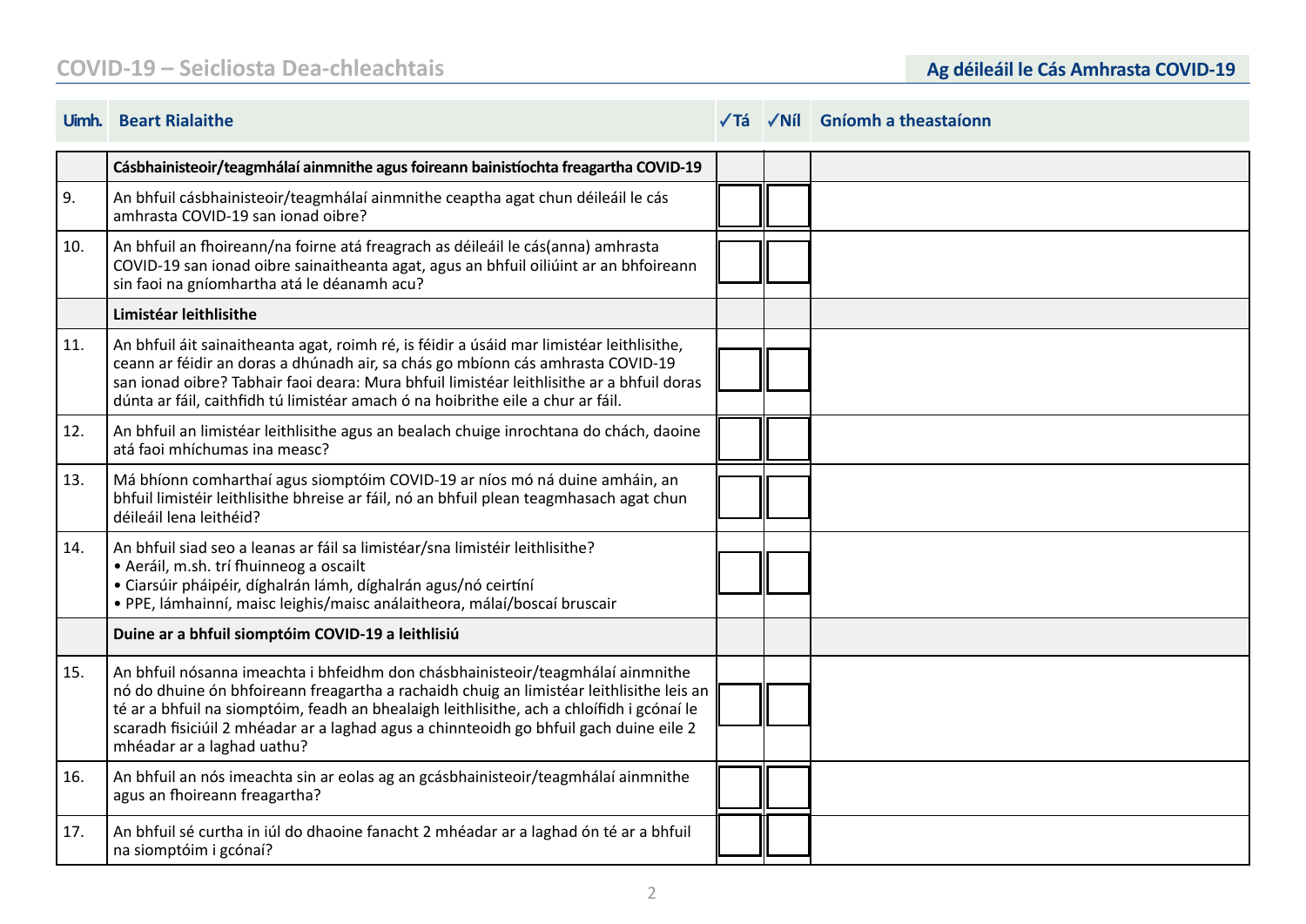| Uimh. | Beart Rialaithe | ✓Tá | ✓Níl | Gníomh a theastaíonn |
|---|---|---|---|---|
| | **Cásbhainisteoir/teagmhálaí ainmnithe agus foireann bainistíochta freagartha COVID-19** | | | |
| 9. | An bhfuil cásbhainisteoir/teagmhálaí ainmnithe ceaptha agat chun déileáil le cás amhrasta COVID-19 san ionad oibre? | | | |
| 10. | An bhfuil an fhoireann/na foirne atá freagrach as déileáil le cás(anna) amhrasta COVID-19 san ionad oibre sainaitheanta agat, agus an bhfuil oiliúint ar an bhfoireann sin faoi na gníomhartha atá le déanamh acu? | | | |
| | **Limistéar leithlisithe** | | | |
| 11. | An bhfuil áit sainaitheanta agat, roimh ré, is féidir a úsáid mar limistéar leithlisithe, ceann ar féidir an doras a dhúnadh air, sa chás go mbíonn cás amhrasta COVID-19 san ionad oibre? Tabhair faoi deara: Mura bhfuil limistéar leithlisithe ar a bhfuil doras dúnta ar fáil, caithfidh tú limistéar amach ó na hoibrithe eile a chur ar fáil. | | | |
| 12. | An bhfuil an limistéar leithlisithe agus an bealach chuige inrochtana do chách, daoine atá faoi mhíchumas ina measc? | | | |
| 13. | Má bhíonn comharthaí agus siomptóim COVID-19 ar níos mó ná duine amháin, an bhfuil limistéir leithlisithe bhreise ar fáil, nó an bhfuil plean teagmhasach agat chun déileáil lena leithéid? | | | |
| 14. | An bhfuil siad seo a leanas ar fáil sa limistéar/sna limistéir leithlisithe?<br>• Aeráil, m.sh. trí fhuinneog a oscailt<br>• Ciarsúir pháipéir, díghalrán lámh, díghalrán agus/nó ceirtíní<br>• PPE, lámhainní, maisc leighis/maisc análaitheora, málaí/boscaí bruscair | | | |
| | **Duine ar a bhfuil siomptóim COVID-19 a leithlisiú** | | | |
| 15. | An bhfuil nósanna imeachta i bhfeidhm don chásbhainisteoir/teagmhálaí ainmnithe nó do dhuine ón bhfoireann freagartha a rachaidh chuig an limistéar leithlisithe leis an té ar a bhfuil na siomptóim, feadh an bhealaigh leithlisithe, ach a chloífidh i gcónaí le scaradh fisiciúil 2 mhéadar ar a laghad agus a chinnteoidh go bhfuil gach duine eile 2 mhéadar ar a laghad uathu? | | | |
| 16. | An bhfuil an nós imeachta sin ar eolas ag an gcásbhainisteoir/teagmhálaí ainmnithe agus an fhoireann freagartha? | | | |
| 17. | An bhfuil sé curtha in iúl do dhaoine fanacht 2 mhéadar ar a laghad ón té ar a bhfuil na siomptóim i gcónaí? | | | |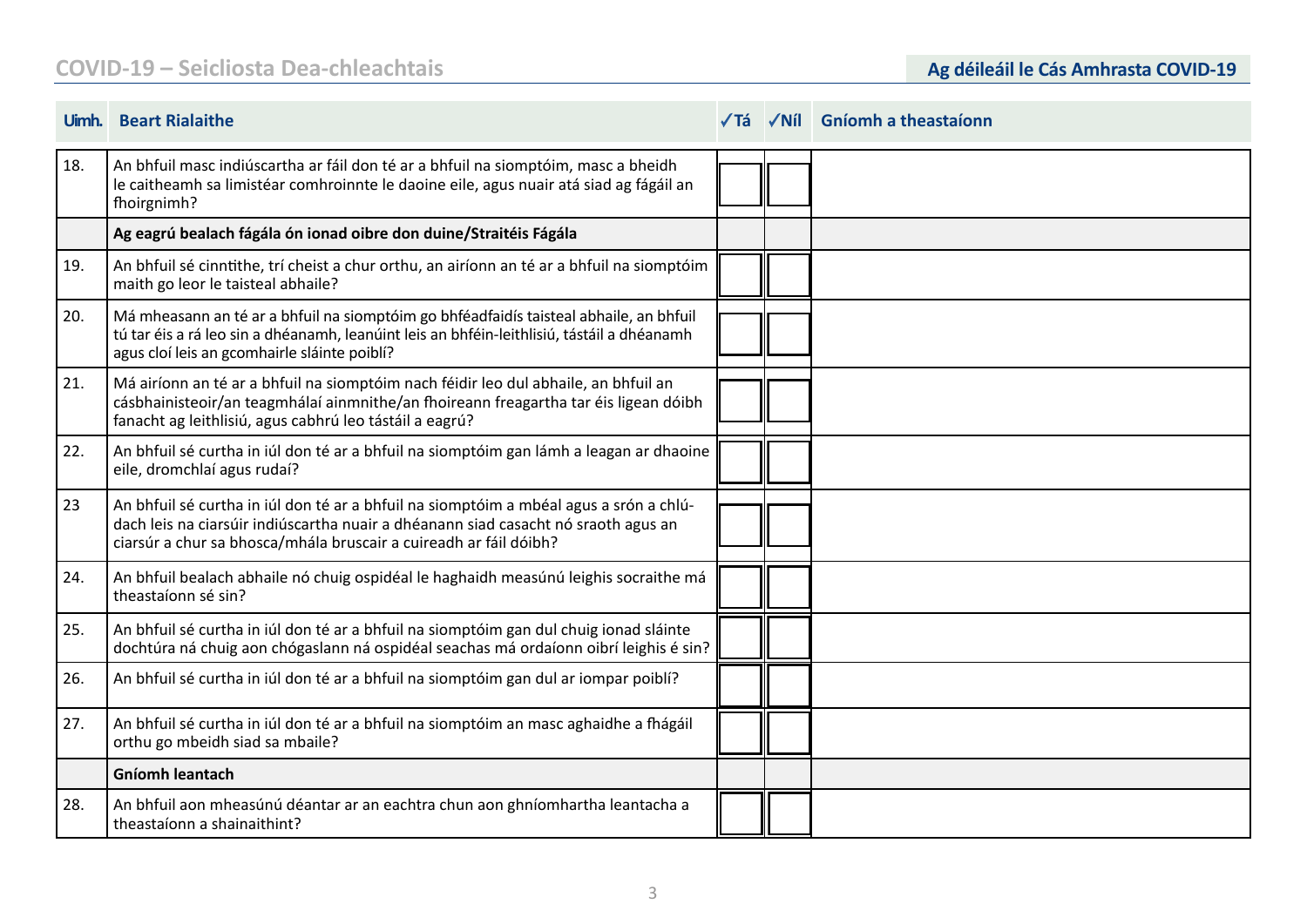| Uimh. | Beart Rialaithe | ✓Tá | ✓Níl | Gníomh a theastaíonn |
|---|---|---|---|---|
| 18. | An bhfuil masc indiúscartha ar fáil don té ar a bhfuil na siomptóim, masc a bheidh le caitheamh sa limistéar comhroinnte le daoine eile, agus nuair atá siad ag fágáil an fhoirgnimh? | | | |
| | **Ag eagrú bealach fágála ón ionad oibre don duine/Straitéis Fágála** | | | |
| 19. | An bhfuil sé cinntithe, trí cheist a chur orthu, an airíonn an té ar a bhfuil na siomptóim maith go leor le taisteal abhaile? | | | |
| 20. | Má mheasann an té ar a bhfuil na siomptóim go bhféadfaidís taisteal abhaile, an bhfuil tú tar éis a rá leo sin a dhéanamh, leanúint leis an bhféin-leithlisiú, tástáil a dhéanamh agus cloí leis an gcomhairle sláinte poiblí? | | | |
| 21. | Má airíonn an té ar a bhfuil na siomptóim nach féidir leo dul abhaile, an bhfuil an cásbhainisteoir/an teagmhálaí ainmnithe/an fhoireann freagartha tar éis ligean dóibh fanacht ag leithlisiú, agus cabhrú leo tástáil a eagrú? | | | |
| 22. | An bhfuil sé curtha in iúl don té ar a bhfuil na siomptóim gan lámh a leagan ar dhaoine eile, dromchlaí agus rudaí? | | | |
| 23 | An bhfuil sé curtha in iúl don té ar a bhfuil na siomptóim a mbéal agus a srón a chlúdach leis na ciarsúir indiúscartha nuair a dhéanann siad casacht nó sraoth agus an ciarsúr a chur sa bhosca/mhála bruscair a cuireadh ar fáil dóibh? | | | |
| 24. | An bhfuil bealach abhaile nó chuig ospidéal le haghaidh measúnú leighis socraithe má theastaíonn sé sin? | | | |
| 25. | An bhfuil sé curtha in iúl don té ar a bhfuil na siomptóim gan dul chuig ionad sláinte dochtúra ná chuig aon chógaslann ná ospidéal seachas má ordaíonn oibrí leighis é sin? | | | |
| 26. | An bhfuil sé curtha in iúl don té ar a bhfuil na siomptóim gan dul ar iompar poiblí? | | | |
| 27. | An bhfuil sé curtha in iúl don té ar a bhfuil na siomptóim an masc aghaidhe a fhágáil orthu go mbeidh siad sa mbaile? | | | |
| | **Gníomh leantach** | | | |
| 28. | An bhfuil aon mheasúnú déantar ar an eachtra chun aon ghníomhartha leantacha a theastaíonn a shainaithint? | | | |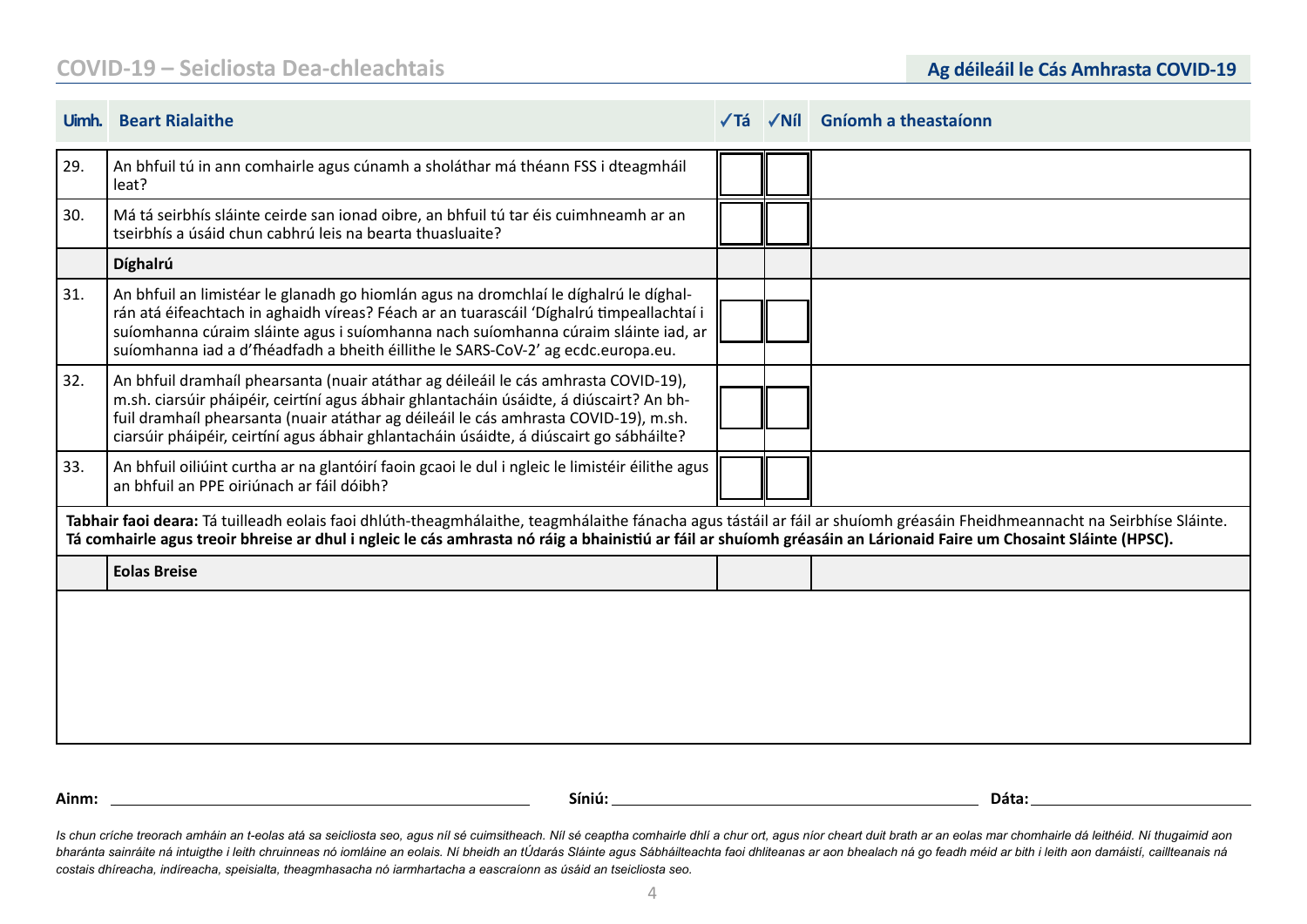## COVID-19 – Seicliosta Dea-chleachtais

**Ag déileáil le Cás Amhrasta COVID-19**

| Uimh. | Beart Rialaithe | ✓Tá | ✓Níl | Gníomh a theastaíonn |
|---|---|---|---|---|
| 29. | An bhfuil tú in ann comhairle agus cúnamh a sholáthar má théann FSS i dteagmháil leat? | | | |
| 30. | Má tá seirbhís sláinte ceirde san ionad oibre, an bhfuil tú tar éis cuimhneamh ar an tseirbhís a úsáid chun cabhrú leis na bearta thuasluaite? | | | |
| | **Díghalrú** | | | |
| 31. | An bhfuil an limistéar le glanadh go hiomlán agus na dromchlaí le díghalrú le díghalrán atá éifeachtach in aghaidh víreas? Féach ar an tuarascáil 'Díghalrú timpeallachtaí i suíomhanna cúraim sláinte agus i suíomhanna nach suíomhanna cúraim sláinte iad, ar suíomhanna iad a d'fhéadfadh a bheith éillithe le SARS-CoV-2' ag ecdc.europa.eu. | | | |
| 32. | An bhfuil dramhaíl phearsanta (nuair atáthar ag déileáil le cás amhrasta COVID-19), m.sh. ciarsúir pháipéir, ceirtíní agus ábhair ghlantacháin úsáidte, á diúscairt? An bhfuil dramhaíl phearsanta (nuair atáthar ag déileáil le cás amhrasta COVID-19), m.sh. ciarsúir pháipéir, ceirtíní agus ábhair ghlantacháin úsáidte, á diúscairt go sábháilte? | | | |
| 33. | An bhfuil oiliúint curtha ar na glantóirí faoin gcaoi le dul i ngleic le limistéir éilithe agus an bhfuil an PPE oiriúnach ar fáil dóibh? | | | |

**Tabhair faoi deara:** Tá tuilleadh eolais faoi dhlúth-theagmhálaithe, teagmhálaithe fánacha agus tástáil ar fáil ar shuíomh gréasáin Fheidhmeannacht na Seirbhíse Sláinte. **Tá comhairle agus treoir bhreise ar dhul i ngleic le cás amhrasta nó ráig a bhainistiú ar fáil ar shuíomh gréasáin an Lárionaid Faire um Chosaint Sláinte (HPSC).**

| | | | | |
|---|---|---|---|---|
| | **Eolas Breise** | | | |

**Ainm:** ______________________ **Síniú:** ______________________ **Dáta:** ______________________

*Is chun críche treorach amháin an t-eolas atá sa seicliosta seo, agus níl sé cuimsitheach. Níl sé ceaptha comhairle dhlí a chur ort, agus níor cheart duit brath ar an eolas mar chomhairle dá leithéid. Ní thugaimid aon bharánta sainráite ná intuigthe i leith chruinneas nó iomláine an eolais. Ní bheidh an tÚdarás Sláinte agus Sábháilteachta faoi dhliteanas ar aon bhealach ná go feadh méid ar bith i leith aon damáistí, caillteanais ná costais dhíreacha, indíreacha, speisialta, theagmhasacha nó iarmhartacha a eascraíonn as úsáid an tseicliosta seo.*